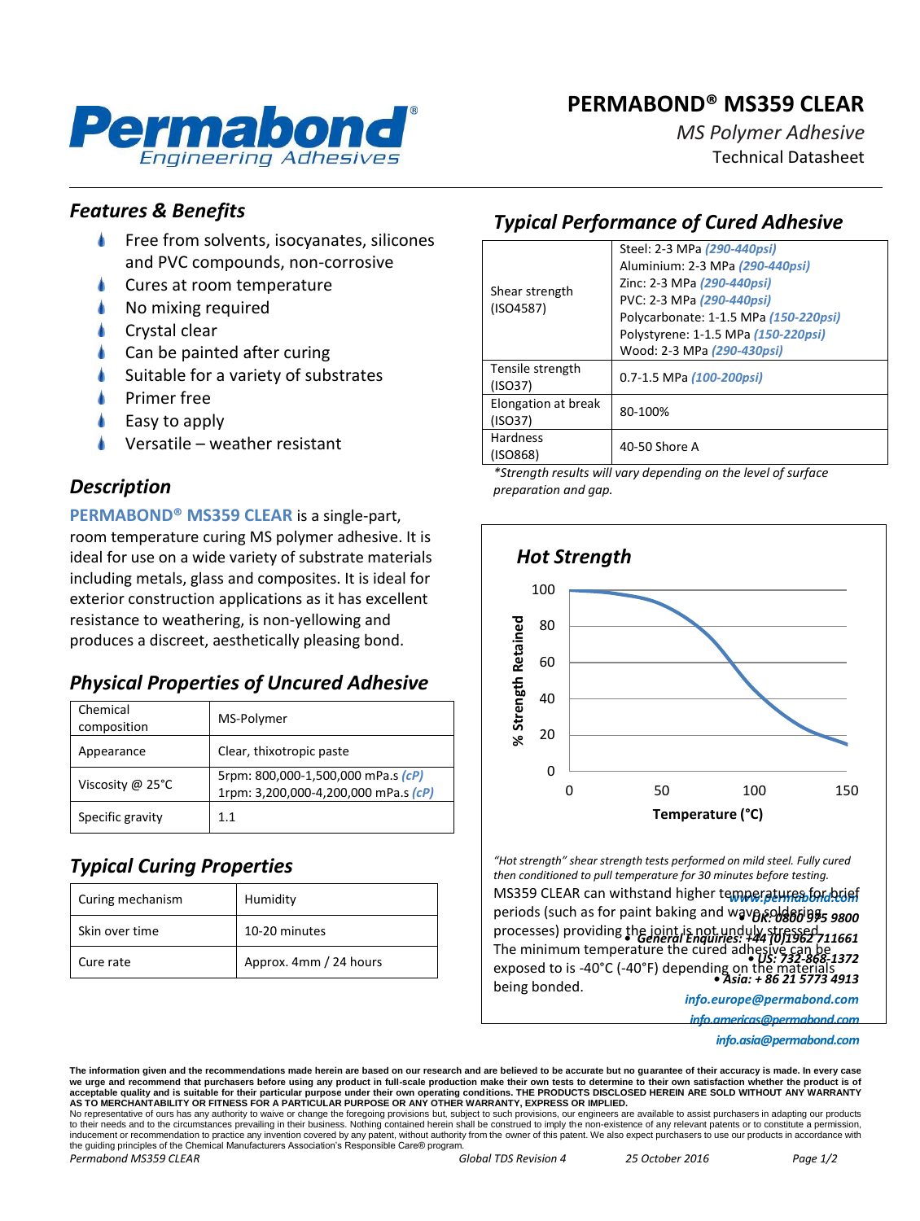# PERMABOND® MS359 CLEAR

*MS Polymer Adhesive*

Technical Datasheet

## *Features & Benefits*

- Free from solvents, isocyanates, silicones and PVC compounds, non-corrosive
- Cures at room temperature
- No mixing required
- Crystal clear
- Can be painted after curing
- Suitable for a variety of substrates
- Primer free
- Easy to apply
- Versatile – weather resistant

## *Description*

**PERMABOND® MS359 CLEAR** is a single-part, room temperature curing MS polymer adhesive. It is ideal for use on a wide variety of substrate materials including metals, glass and composites. It is ideal for exterior construction applications as it has excellent resistance to weathering, is non-yellowing and produces a discreet, aesthetically pleasing bond.

## *Physical Properties of Uncured Adhesive*

| Chemical composition | MS-Polymer |
|---|---|
| Appearance | Clear, thixotropic paste |
| Viscosity @ 25°C | 5rpm: 800,000-1,500,000 mPa.s *(cP)*<br>1rpm: 3,200,000-4,200,000 mPa.s *(cP)* |
| Specific gravity | 1.1 |

## *Typical Curing Properties*

| Curing mechanism | Humidity |
|---|---|
| Skin over time | 10-20 minutes |
| Cure rate | Approx. 4mm / 24 hours |

## *Typical Performance of Cured Adhesive*

| Shear strength (ISO4587) | Steel: 2-3 MPa *(290-440psi)*<br>Aluminium: 2-3 MPa *(290-440psi)*<br>Zinc: 2-3 MPa *(290-440psi)*<br>PVC: 2-3 MPa *(290-440psi)*<br>Polycarbonate: 1-1.5 MPa *(150-220psi)*<br>Polystyrene: 1-1.5 MPa *(150-220psi)*<br>Wood: 2-3 MPa *(290-430psi)* |
|---|---|
| Tensile strength (ISO37) | 0.7-1.5 MPa *(100-200psi)* |
| Elongation at break (ISO37) | 80-100% |
| Hardness (ISO868) | 40-50 Shore A |

*\*Strength results will vary depending on the level of surface preparation and gap.*

### *Hot Strength*

*"Hot strength" shear strength tests performed on mild steel. Fully cured then conditioned to pull temperature for 30 minutes before testing.*

MS359 CLEAR can withstand higher temperatures for brief periods (such as for paint baking and wave soldering processes) providing the joint is not unduly stressed.

The minimum temperature the cured adhesive can be exposed to is -40°C (-40°F) depending on the materials being bonded.

*www.permabond.com*

- ***UK: 0800 975 9800***
- ***General Enquiries: +44 (0)1962 711661***
- ***US: 732-868-1372***
- ***Asia: + 86 21 5773 4913***

*info.europe@permabond.com*

*info.americas@permabond.com*

*info.asia@permabond.com*

**The information given and the recommendations made herein are based on our research and are believed to be accurate but no guarantee of their accuracy is made. In every case we urge and recommend that purchasers before using any product in full-scale production make their own tests to determine to their own satisfaction whether the product is of acceptable quality and is suitable for their particular purpose under their own operating conditions. THE PRODUCTS DISCLOSED HEREIN ARE SOLD WITHOUT ANY WARRANTY AS TO MERCHANTABILITY OR FITNESS FOR A PARTICULAR PURPOSE OR ANY OTHER WARRANTY, EXPRESS OR IMPLIED.**

No representative of ours has any authority to waive or change the foregoing provisions but, subject to such provisions, our engineers are available to assist purchasers in adapting our products to their needs and to the circumstances prevailing in their business. Nothing contained herein shall be construed to imply the non-existence of any relevant patents or to constitute a permission, inducement or recommendation to practice any invention covered by any patent, without authority from the owner of this patent. We also expect purchasers to use our products in accordance with the guiding principles of the Chemical Manufacturers Association's Responsible Care® program.

*Permabond MS359 CLEAR* *Global TDS Revision 4* *25 October 2016*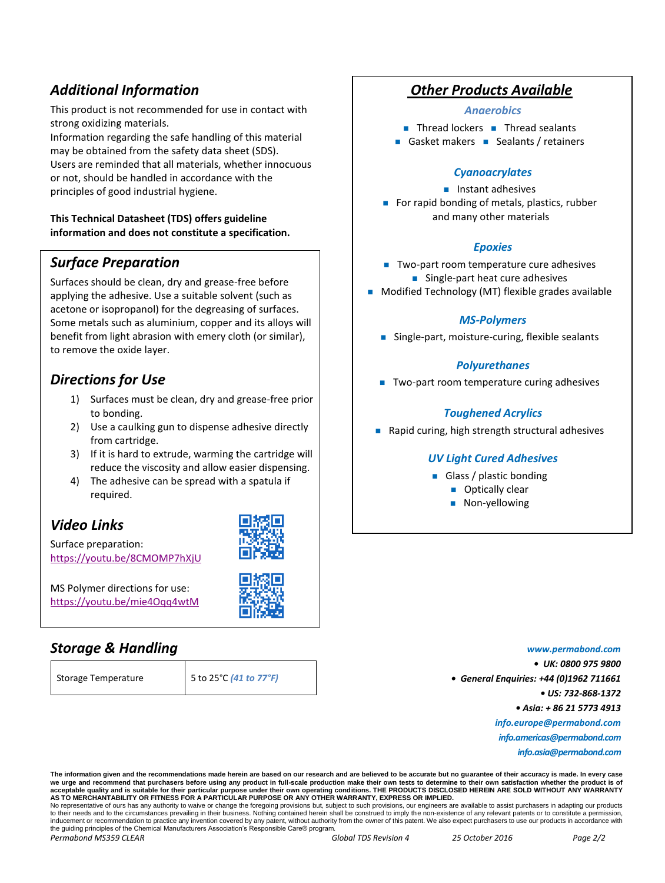## *Additional Information*

This product is not recommended for use in contact with strong oxidizing materials.
Information regarding the safe handling of this material may be obtained from the safety data sheet (SDS).
Users are reminded that all materials, whether innocuous or not, should be handled in accordance with the principles of good industrial hygiene.

**This Technical Datasheet (TDS) offers guideline information and does not constitute a specification.**

## *Surface Preparation*

Surfaces should be clean, dry and grease-free before applying the adhesive. Use a suitable solvent (such as acetone or isopropanol) for the degreasing of surfaces. Some metals such as aluminium, copper and its alloys will benefit from light abrasion with emery cloth (or similar), to remove the oxide layer.

## *Directions for Use*

1) Surfaces must be clean, dry and grease-free prior to bonding.
2) Use a caulking gun to dispense adhesive directly from cartridge.
3) If it is hard to extrude, warming the cartridge will reduce the viscosity and allow easier dispensing.
4) The adhesive can be spread with a spatula if required.

## *Video Links*

Surface preparation:
https://youtu.be/8CMOMP7hXjU

MS Polymer directions for use:
https://youtu.be/mie4Oqq4wtM

## *Storage & Handling*

| | |
|---|---|
| Storage Temperature | 5 to 25°C *(41 to 77°F)* |

## *Other Products Available*

### *Anaerobics*

- Thread lockers
- Thread sealants
- Gasket makers
- Sealants / retainers

### *Cyanoacrylates*

- Instant adhesives
- For rapid bonding of metals, plastics, rubber and many other materials

### *Epoxies*

- Two-part room temperature cure adhesives
- Single-part heat cure adhesives
- Modified Technology (MT) flexible grades available

### *MS-Polymers*

- Single-part, moisture-curing, flexible sealants

### *Polyurethanes*

- Two-part room temperature curing adhesives

### *Toughened Acrylics*

- Rapid curing, high strength structural adhesives

### *UV Light Cured Adhesives*

- Glass / plastic bonding
- Optically clear
- Non-yellowing

*www.permabond.com*

- *UK: 0800 975 9800*
- *General Enquiries: +44 (0)1962 711661*
- *US: 732-868-1372*
- *Asia: + 86 21 5773 4913*

*info.europe@permabond.com*
*info.americas@permabond.com*
*info.asia@permabond.com*

**The information given and the recommendations made herein are based on our research and are believed to be accurate but no guarantee of their accuracy is made. In every case we urge and recommend that purchasers before using any product in full-scale production make their own tests to determine to their own satisfaction whether the product is of acceptable quality and is suitable for their particular purpose under their own operating conditions. THE PRODUCTS DISCLOSED HEREIN ARE SOLD WITHOUT ANY WARRANTY AS TO MERCHANTABILITY OR FITNESS FOR A PARTICULAR PURPOSE OR ANY OTHER WARRANTY, EXPRESS OR IMPLIED.**
No representative of ours has any authority to waive or change the foregoing provisions but, subject to such provisions, our engineers are available to assist purchasers in adapting our products to their needs and to the circumstances prevailing in their business. Nothing contained herein shall be construed to imply the non-existence of any relevant patents or to constitute a permission, inducement or recommendation to practice any invention covered by any patent, without authority from the owner of this patent. We also expect purchasers to use our products in accordance with the guiding principles of the Chemical Manufacturers Association's Responsible Care® program.

*Permabond MS359 CLEAR* *Global TDS Revision 4* *25 October 2016*